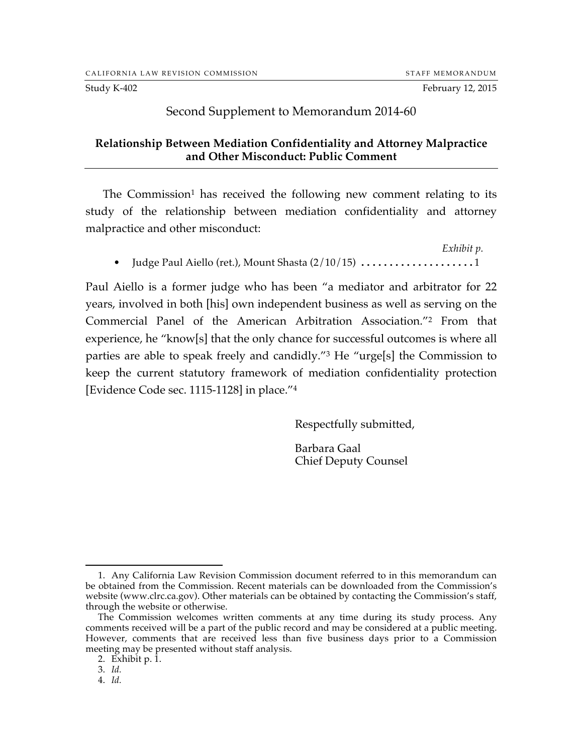CALIFORNIA LAW REVISION COMMISSION STAFF MEMORANDUM

Study K-402 February 12, 2015

# Second Supplement to Memorandum 2014-60

## Relationship Between Mediation Confidentiality and Attorney Malpractice and Other Misconduct: Public Comment

The Commission[1] has received the following new comment relating to its study of the relationship between mediation confidentiality and attorney malpractice and other misconduct:

*Exhibit p.*

- Judge Paul Aiello (ret.), Mount Shasta (2/10/15) .................... 1

Paul Aiello is a former judge who has been "a mediator and arbitrator for 22 years, involved in both [his] own independent business as well as serving on the Commercial Panel of the American Arbitration Association."[2] From that experience, he "know[s] that the only chance for successful outcomes is where all parties are able to speak freely and candidly."[3] He "urge[s] the Commission to keep the current statutory framework of mediation confidentiality protection [Evidence Code sec. 1115-1128] in place."[4]

Respectfully submitted,

Barbara Gaal
Chief Deputy Counsel

---

1. Any California Law Revision Commission document referred to in this memorandum can be obtained from the Commission. Recent materials can be downloaded from the Commission's website (www.clrc.ca.gov). Other materials can be obtained by contacting the Commission's staff, through the website or otherwise.

The Commission welcomes written comments at any time during its study process. Any comments received will be a part of the public record and may be considered at a public meeting. However, comments that are received less than five business days prior to a Commission meeting may be presented without staff analysis.

2. Exhibit p. 1.

3. *Id.*

4. *Id.*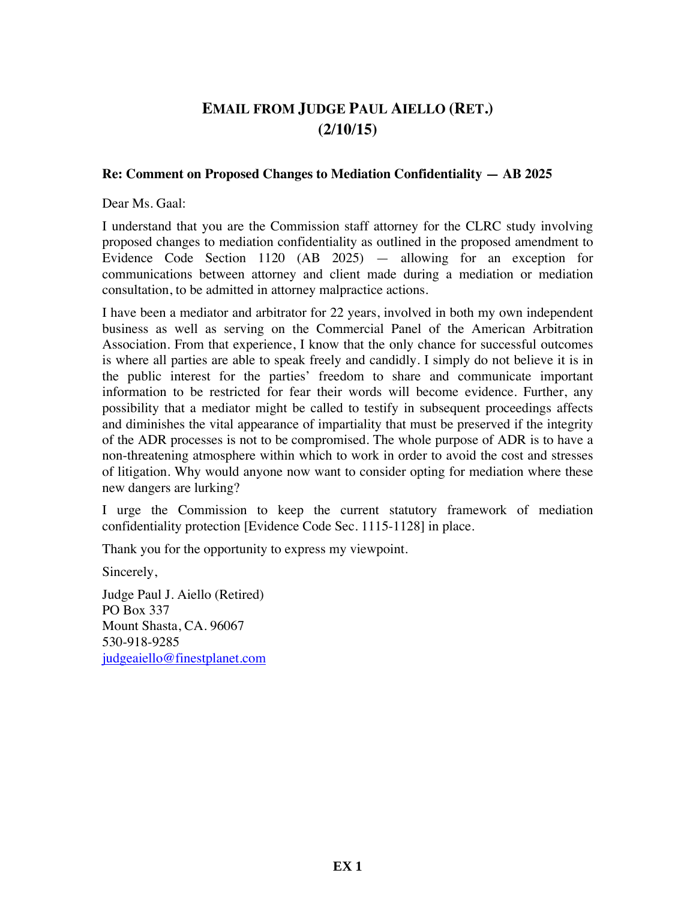# EMAIL FROM JUDGE PAUL AIELLO (RET.)
# (2/10/15)

**Re: Comment on Proposed Changes to Mediation Confidentiality — AB 2025**

Dear Ms. Gaal:

I understand that you are the Commission staff attorney for the CLRC study involving proposed changes to mediation confidentiality as outlined in the proposed amendment to Evidence Code Section 1120 (AB 2025) — allowing for an exception for communications between attorney and client made during a mediation or mediation consultation, to be admitted in attorney malpractice actions.

I have been a mediator and arbitrator for 22 years, involved in both my own independent business as well as serving on the Commercial Panel of the American Arbitration Association. From that experience, I know that the only chance for successful outcomes is where all parties are able to speak freely and candidly. I simply do not believe it is in the public interest for the parties' freedom to share and communicate important information to be restricted for fear their words will become evidence. Further, any possibility that a mediator might be called to testify in subsequent proceedings affects and diminishes the vital appearance of impartiality that must be preserved if the integrity of the ADR processes is not to be compromised. The whole purpose of ADR is to have a non-threatening atmosphere within which to work in order to avoid the cost and stresses of litigation. Why would anyone now want to consider opting for mediation where these new dangers are lurking?

I urge the Commission to keep the current statutory framework of mediation confidentiality protection [Evidence Code Sec. 1115-1128] in place.

Thank you for the opportunity to express my viewpoint.

Sincerely,

Judge Paul J. Aiello (Retired)
PO Box 337
Mount Shasta, CA. 96067
530-918-9285
judgeaiello@finestplanet.com

**EX 1**